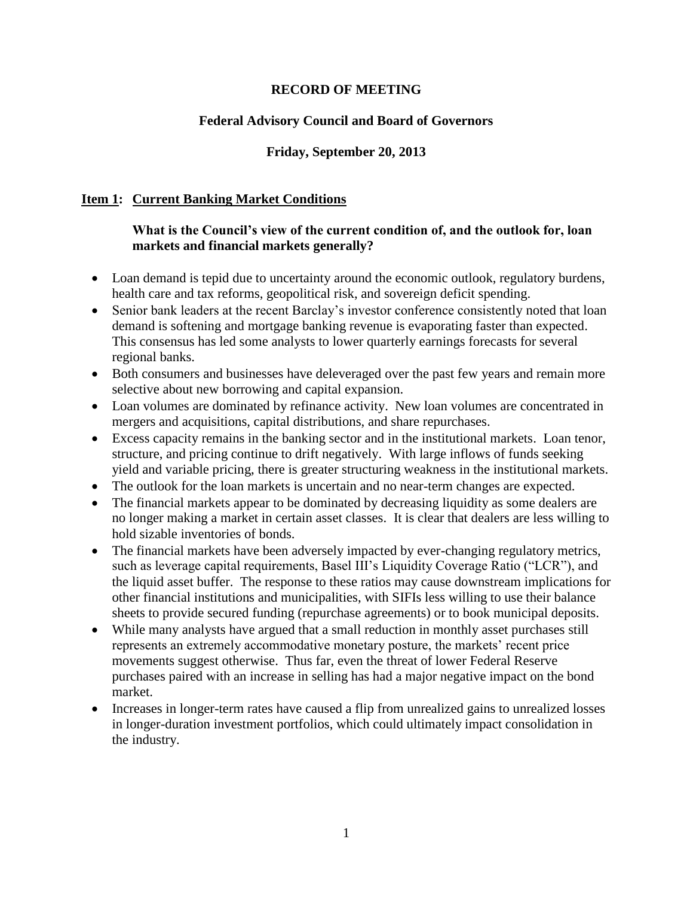# RECORD OF MEETING

## Federal Advisory Council and Board of Governors

### Friday, September 20, 2013

## Item 1: Current Banking Market Conditions

**What is the Council's view of the current condition of, and the outlook for, loan markets and financial markets generally?**

- Loan demand is tepid due to uncertainty around the economic outlook, regulatory burdens, health care and tax reforms, geopolitical risk, and sovereign deficit spending.
- Senior bank leaders at the recent Barclay's investor conference consistently noted that loan demand is softening and mortgage banking revenue is evaporating faster than expected. This consensus has led some analysts to lower quarterly earnings forecasts for several regional banks.
- Both consumers and businesses have deleveraged over the past few years and remain more selective about new borrowing and capital expansion.
- Loan volumes are dominated by refinance activity. New loan volumes are concentrated in mergers and acquisitions, capital distributions, and share repurchases.
- Excess capacity remains in the banking sector and in the institutional markets. Loan tenor, structure, and pricing continue to drift negatively. With large inflows of funds seeking yield and variable pricing, there is greater structuring weakness in the institutional markets.
- The outlook for the loan markets is uncertain and no near-term changes are expected.
- The financial markets appear to be dominated by decreasing liquidity as some dealers are no longer making a market in certain asset classes. It is clear that dealers are less willing to hold sizable inventories of bonds.
- The financial markets have been adversely impacted by ever-changing regulatory metrics, such as leverage capital requirements, Basel III's Liquidity Coverage Ratio ("LCR"), and the liquid asset buffer. The response to these ratios may cause downstream implications for other financial institutions and municipalities, with SIFIs less willing to use their balance sheets to provide secured funding (repurchase agreements) or to book municipal deposits.
- While many analysts have argued that a small reduction in monthly asset purchases still represents an extremely accommodative monetary posture, the markets' recent price movements suggest otherwise. Thus far, even the threat of lower Federal Reserve purchases paired with an increase in selling has had a major negative impact on the bond market.
- Increases in longer-term rates have caused a flip from unrealized gains to unrealized losses in longer-duration investment portfolios, which could ultimately impact consolidation in the industry.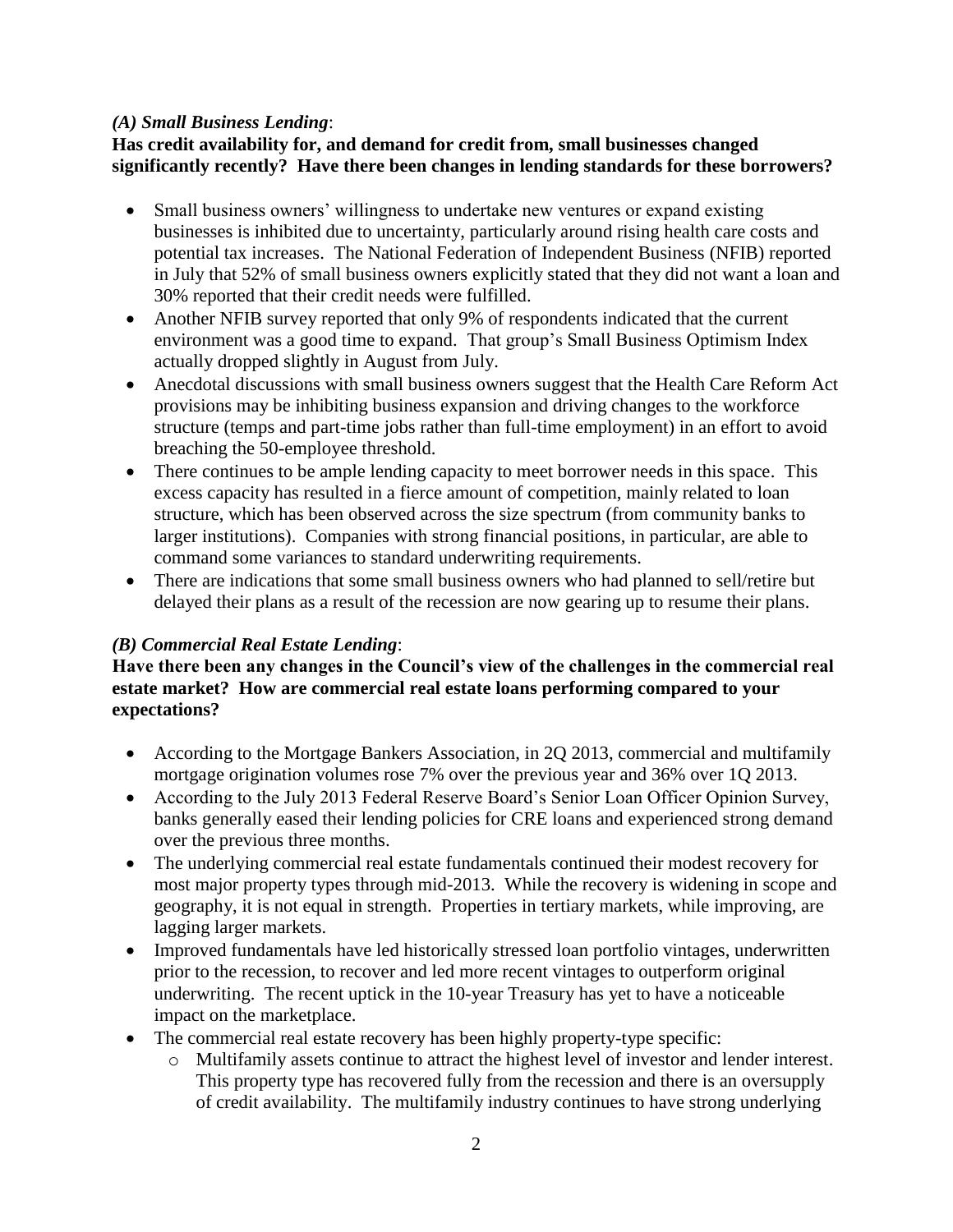### *(A) Small Business Lending*:

**Has credit availability for, and demand for credit from, small businesses changed significantly recently? Have there been changes in lending standards for these borrowers?**

- Small business owners' willingness to undertake new ventures or expand existing businesses is inhibited due to uncertainty, particularly around rising health care costs and potential tax increases. The National Federation of Independent Business (NFIB) reported in July that 52% of small business owners explicitly stated that they did not want a loan and 30% reported that their credit needs were fulfilled.
- Another NFIB survey reported that only 9% of respondents indicated that the current environment was a good time to expand. That group's Small Business Optimism Index actually dropped slightly in August from July.
- Anecdotal discussions with small business owners suggest that the Health Care Reform Act provisions may be inhibiting business expansion and driving changes to the workforce structure (temps and part-time jobs rather than full-time employment) in an effort to avoid breaching the 50-employee threshold.
- There continues to be ample lending capacity to meet borrower needs in this space. This excess capacity has resulted in a fierce amount of competition, mainly related to loan structure, which has been observed across the size spectrum (from community banks to larger institutions). Companies with strong financial positions, in particular, are able to command some variances to standard underwriting requirements.
- There are indications that some small business owners who had planned to sell/retire but delayed their plans as a result of the recession are now gearing up to resume their plans.

### *(B) Commercial Real Estate Lending*:

**Have there been any changes in the Council's view of the challenges in the commercial real estate market? How are commercial real estate loans performing compared to your expectations?**

- According to the Mortgage Bankers Association, in 2Q 2013, commercial and multifamily mortgage origination volumes rose 7% over the previous year and 36% over 1Q 2013.
- According to the July 2013 Federal Reserve Board's Senior Loan Officer Opinion Survey, banks generally eased their lending policies for CRE loans and experienced strong demand over the previous three months.
- The underlying commercial real estate fundamentals continued their modest recovery for most major property types through mid-2013. While the recovery is widening in scope and geography, it is not equal in strength. Properties in tertiary markets, while improving, are lagging larger markets.
- Improved fundamentals have led historically stressed loan portfolio vintages, underwritten prior to the recession, to recover and led more recent vintages to outperform original underwriting. The recent uptick in the 10-year Treasury has yet to have a noticeable impact on the marketplace.
- The commercial real estate recovery has been highly property-type specific:
  - Multifamily assets continue to attract the highest level of investor and lender interest. This property type has recovered fully from the recession and there is an oversupply of credit availability. The multifamily industry continues to have strong underlying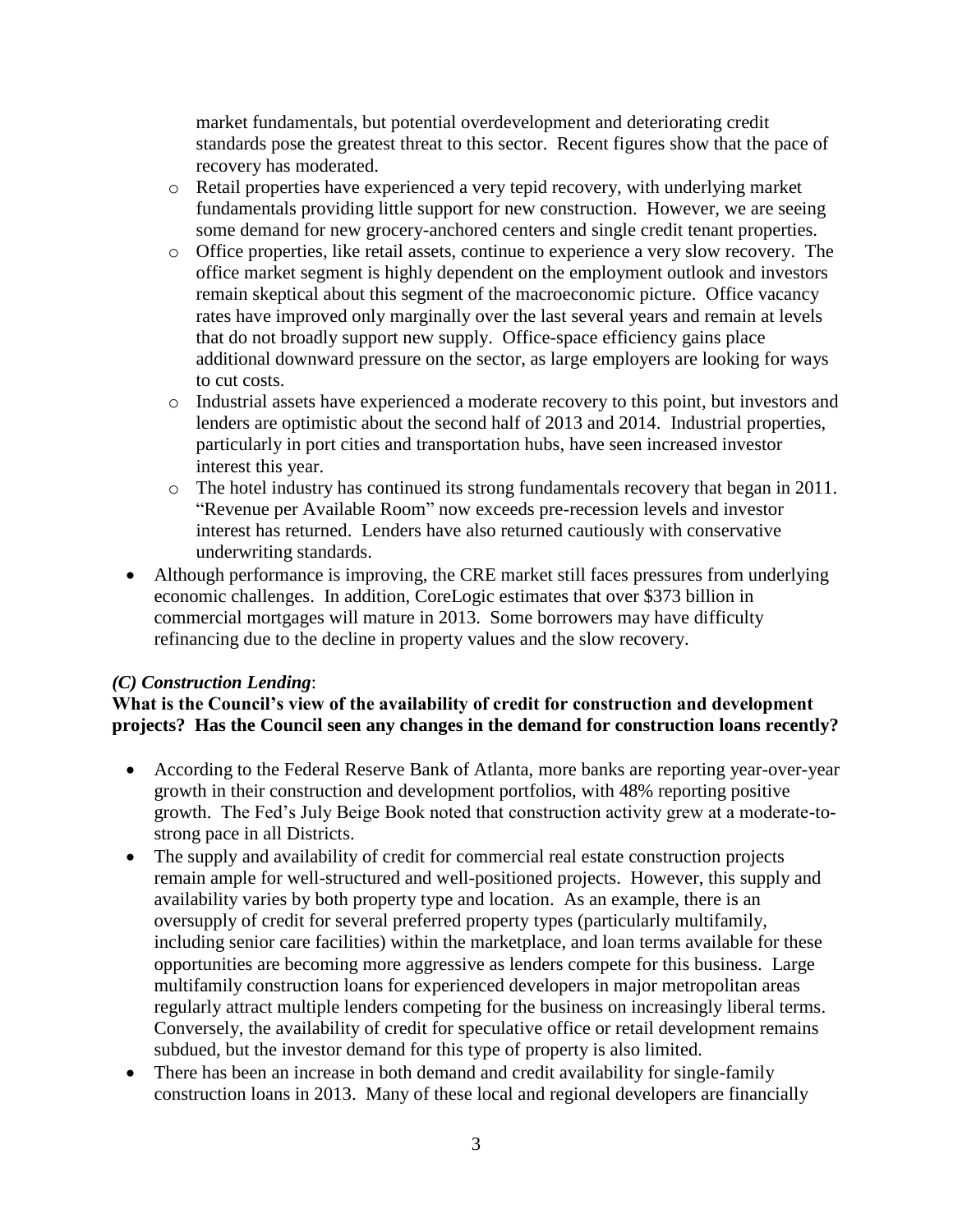market fundamentals, but potential overdevelopment and deteriorating credit standards pose the greatest threat to this sector. Recent figures show that the pace of recovery has moderated.

  - Retail properties have experienced a very tepid recovery, with underlying market fundamentals providing little support for new construction. However, we are seeing some demand for new grocery-anchored centers and single credit tenant properties.
  - Office properties, like retail assets, continue to experience a very slow recovery. The office market segment is highly dependent on the employment outlook and investors remain skeptical about this segment of the macroeconomic picture. Office vacancy rates have improved only marginally over the last several years and remain at levels that do not broadly support new supply. Office-space efficiency gains place additional downward pressure on the sector, as large employers are looking for ways to cut costs.
  - Industrial assets have experienced a moderate recovery to this point, but investors and lenders are optimistic about the second half of 2013 and 2014. Industrial properties, particularly in port cities and transportation hubs, have seen increased investor interest this year.
  - The hotel industry has continued its strong fundamentals recovery that began in 2011. "Revenue per Available Room" now exceeds pre-recession levels and investor interest has returned. Lenders have also returned cautiously with conservative underwriting standards.

- Although performance is improving, the CRE market still faces pressures from underlying economic challenges. In addition, CoreLogic estimates that over $373 billion in commercial mortgages will mature in 2013. Some borrowers may have difficulty refinancing due to the decline in property values and the slow recovery.

***(C) Construction Lending***:

**What is the Council's view of the availability of credit for construction and development projects? Has the Council seen any changes in the demand for construction loans recently?**

- According to the Federal Reserve Bank of Atlanta, more banks are reporting year-over-year growth in their construction and development portfolios, with 48% reporting positive growth. The Fed's July Beige Book noted that construction activity grew at a moderate-to-strong pace in all Districts.
- The supply and availability of credit for commercial real estate construction projects remain ample for well-structured and well-positioned projects. However, this supply and availability varies by both property type and location. As an example, there is an oversupply of credit for several preferred property types (particularly multifamily, including senior care facilities) within the marketplace, and loan terms available for these opportunities are becoming more aggressive as lenders compete for this business. Large multifamily construction loans for experienced developers in major metropolitan areas regularly attract multiple lenders competing for the business on increasingly liberal terms. Conversely, the availability of credit for speculative office or retail development remains subdued, but the investor demand for this type of property is also limited.
- There has been an increase in both demand and credit availability for single-family construction loans in 2013. Many of these local and regional developers are financially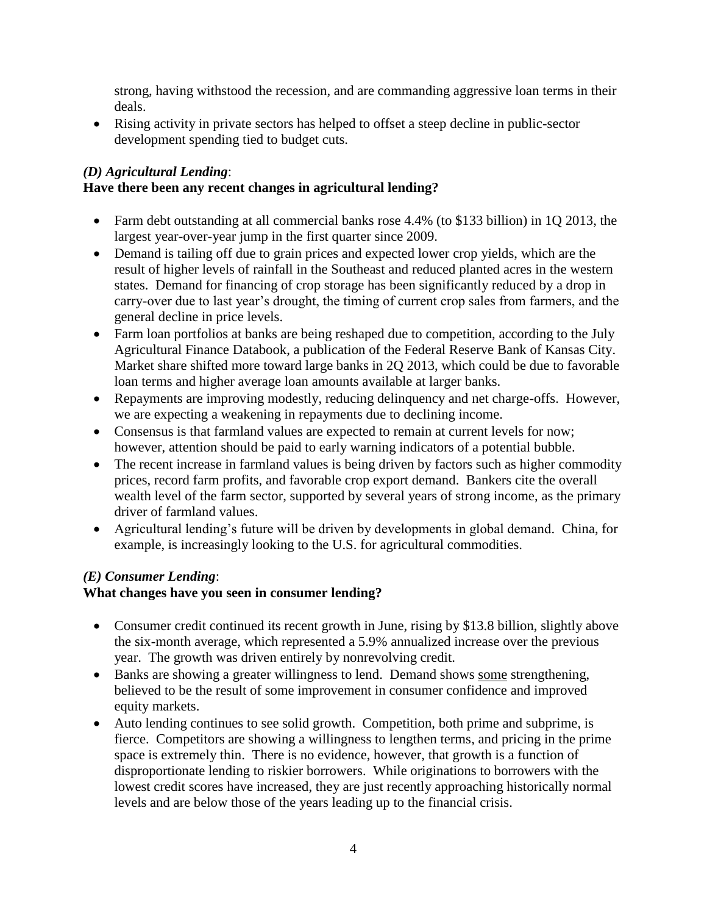strong, having withstood the recession, and are commanding aggressive loan terms in their deals.

- Rising activity in private sectors has helped to offset a steep decline in public-sector development spending tied to budget cuts.

### *(D) Agricultural Lending*:

**Have there been any recent changes in agricultural lending?**

- Farm debt outstanding at all commercial banks rose 4.4% (to $133 billion) in 1Q 2013, the largest year-over-year jump in the first quarter since 2009.
- Demand is tailing off due to grain prices and expected lower crop yields, which are the result of higher levels of rainfall in the Southeast and reduced planted acres in the western states. Demand for financing of crop storage has been significantly reduced by a drop in carry-over due to last year's drought, the timing of current crop sales from farmers, and the general decline in price levels.
- Farm loan portfolios at banks are being reshaped due to competition, according to the July Agricultural Finance Databook, a publication of the Federal Reserve Bank of Kansas City. Market share shifted more toward large banks in 2Q 2013, which could be due to favorable loan terms and higher average loan amounts available at larger banks.
- Repayments are improving modestly, reducing delinquency and net charge-offs. However, we are expecting a weakening in repayments due to declining income.
- Consensus is that farmland values are expected to remain at current levels for now; however, attention should be paid to early warning indicators of a potential bubble.
- The recent increase in farmland values is being driven by factors such as higher commodity prices, record farm profits, and favorable crop export demand. Bankers cite the overall wealth level of the farm sector, supported by several years of strong income, as the primary driver of farmland values.
- Agricultural lending's future will be driven by developments in global demand. China, for example, is increasingly looking to the U.S. for agricultural commodities.

### *(E) Consumer Lending*:

**What changes have you seen in consumer lending?**

- Consumer credit continued its recent growth in June, rising by $13.8 billion, slightly above the six-month average, which represented a 5.9% annualized increase over the previous year. The growth was driven entirely by nonrevolving credit.
- Banks are showing a greater willingness to lend. Demand shows <u>some</u> strengthening, believed to be the result of some improvement in consumer confidence and improved equity markets.
- Auto lending continues to see solid growth. Competition, both prime and subprime, is fierce. Competitors are showing a willingness to lengthen terms, and pricing in the prime space is extremely thin. There is no evidence, however, that growth is a function of disproportionate lending to riskier borrowers. While originations to borrowers with the lowest credit scores have increased, they are just recently approaching historically normal levels and are below those of the years leading up to the financial crisis.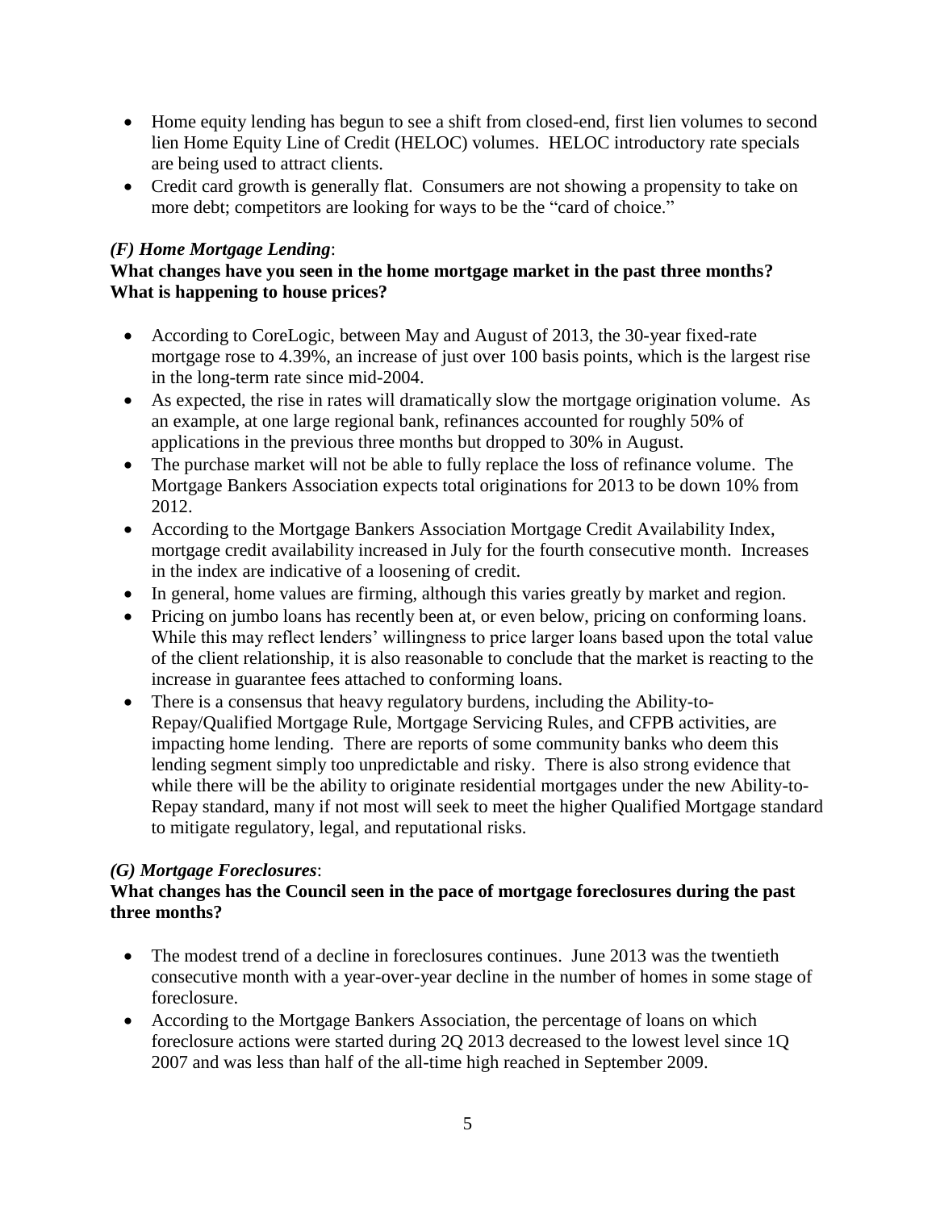- Home equity lending has begun to see a shift from closed-end, first lien volumes to second lien Home Equity Line of Credit (HELOC) volumes. HELOC introductory rate specials are being used to attract clients.
- Credit card growth is generally flat. Consumers are not showing a propensity to take on more debt; competitors are looking for ways to be the "card of choice."

### *(F) Home Mortgage Lending*:

**What changes have you seen in the home mortgage market in the past three months? What is happening to house prices?**

- According to CoreLogic, between May and August of 2013, the 30-year fixed-rate mortgage rose to 4.39%, an increase of just over 100 basis points, which is the largest rise in the long-term rate since mid-2004.
- As expected, the rise in rates will dramatically slow the mortgage origination volume. As an example, at one large regional bank, refinances accounted for roughly 50% of applications in the previous three months but dropped to 30% in August.
- The purchase market will not be able to fully replace the loss of refinance volume. The Mortgage Bankers Association expects total originations for 2013 to be down 10% from 2012.
- According to the Mortgage Bankers Association Mortgage Credit Availability Index, mortgage credit availability increased in July for the fourth consecutive month. Increases in the index are indicative of a loosening of credit.
- In general, home values are firming, although this varies greatly by market and region.
- Pricing on jumbo loans has recently been at, or even below, pricing on conforming loans. While this may reflect lenders' willingness to price larger loans based upon the total value of the client relationship, it is also reasonable to conclude that the market is reacting to the increase in guarantee fees attached to conforming loans.
- There is a consensus that heavy regulatory burdens, including the Ability-to-Repay/Qualified Mortgage Rule, Mortgage Servicing Rules, and CFPB activities, are impacting home lending. There are reports of some community banks who deem this lending segment simply too unpredictable and risky. There is also strong evidence that while there will be the ability to originate residential mortgages under the new Ability-to-Repay standard, many if not most will seek to meet the higher Qualified Mortgage standard to mitigate regulatory, legal, and reputational risks.

### *(G) Mortgage Foreclosures*:

**What changes has the Council seen in the pace of mortgage foreclosures during the past three months?**

- The modest trend of a decline in foreclosures continues. June 2013 was the twentieth consecutive month with a year-over-year decline in the number of homes in some stage of foreclosure.
- According to the Mortgage Bankers Association, the percentage of loans on which foreclosure actions were started during 2Q 2013 decreased to the lowest level since 1Q 2007 and was less than half of the all-time high reached in September 2009.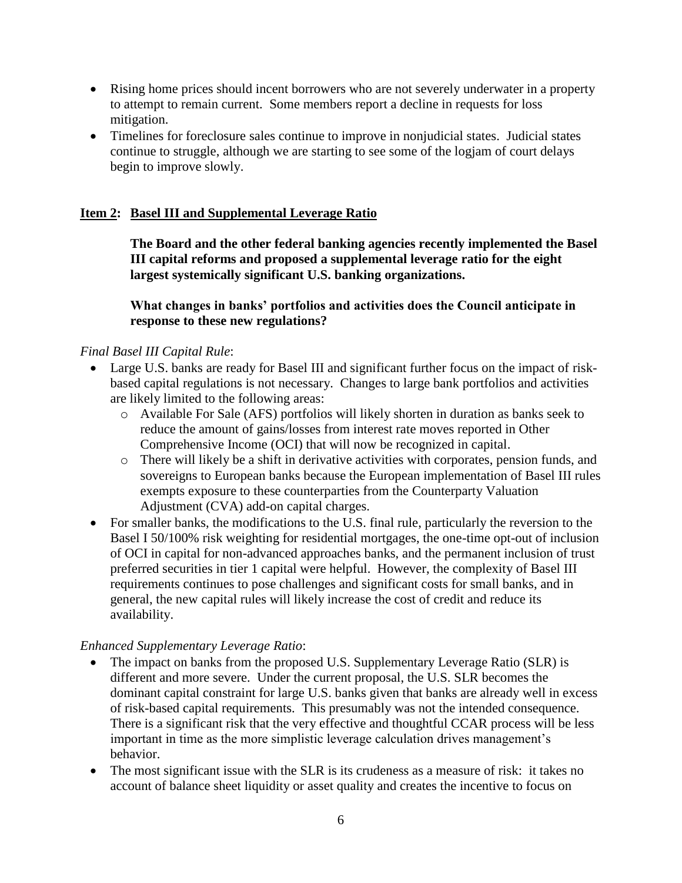- Rising home prices should incent borrowers who are not severely underwater in a property to attempt to remain current. Some members report a decline in requests for loss mitigation.
- Timelines for foreclosure sales continue to improve in nonjudicial states. Judicial states continue to struggle, although we are starting to see some of the logjam of court delays begin to improve slowly.

## **<u>Item 2</u>: <u>Basel III and Supplemental Leverage Ratio</u>**

**The Board and the other federal banking agencies recently implemented the Basel III capital reforms and proposed a supplemental leverage ratio for the eight largest systemically significant U.S. banking organizations.**

**What changes in banks' portfolios and activities does the Council anticipate in response to these new regulations?**

*Final Basel III Capital Rule*:

- Large U.S. banks are ready for Basel III and significant further focus on the impact of risk-based capital regulations is not necessary. Changes to large bank portfolios and activities are likely limited to the following areas:
  - Available For Sale (AFS) portfolios will likely shorten in duration as banks seek to reduce the amount of gains/losses from interest rate moves reported in Other Comprehensive Income (OCI) that will now be recognized in capital.
  - There will likely be a shift in derivative activities with corporates, pension funds, and sovereigns to European banks because the European implementation of Basel III rules exempts exposure to these counterparties from the Counterparty Valuation Adjustment (CVA) add-on capital charges.
- For smaller banks, the modifications to the U.S. final rule, particularly the reversion to the Basel I 50/100% risk weighting for residential mortgages, the one-time opt-out of inclusion of OCI in capital for non-advanced approaches banks, and the permanent inclusion of trust preferred securities in tier 1 capital were helpful. However, the complexity of Basel III requirements continues to pose challenges and significant costs for small banks, and in general, the new capital rules will likely increase the cost of credit and reduce its availability.

*Enhanced Supplementary Leverage Ratio*:

- The impact on banks from the proposed U.S. Supplementary Leverage Ratio (SLR) is different and more severe. Under the current proposal, the U.S. SLR becomes the dominant capital constraint for large U.S. banks given that banks are already well in excess of risk-based capital requirements. This presumably was not the intended consequence. There is a significant risk that the very effective and thoughtful CCAR process will be less important in time as the more simplistic leverage calculation drives management's behavior.
- The most significant issue with the SLR is its crudeness as a measure of risk: it takes no account of balance sheet liquidity or asset quality and creates the incentive to focus on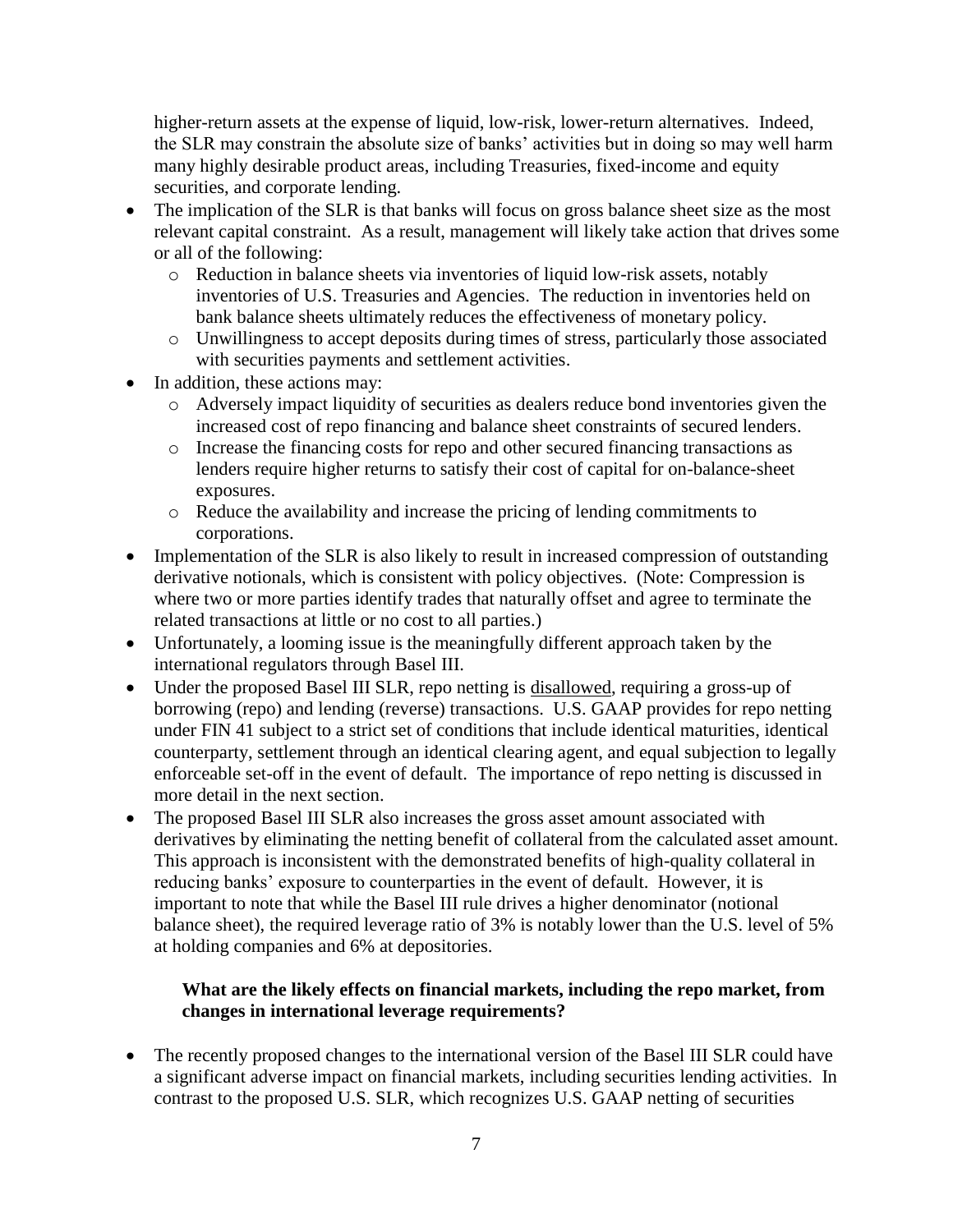higher-return assets at the expense of liquid, low-risk, lower-return alternatives. Indeed, the SLR may constrain the absolute size of banks' activities but in doing so may well harm many highly desirable product areas, including Treasuries, fixed-income and equity securities, and corporate lending.

- The implication of the SLR is that banks will focus on gross balance sheet size as the most relevant capital constraint. As a result, management will likely take action that drives some or all of the following:
  - Reduction in balance sheets via inventories of liquid low-risk assets, notably inventories of U.S. Treasuries and Agencies. The reduction in inventories held on bank balance sheets ultimately reduces the effectiveness of monetary policy.
  - Unwillingness to accept deposits during times of stress, particularly those associated with securities payments and settlement activities.
- In addition, these actions may:
  - Adversely impact liquidity of securities as dealers reduce bond inventories given the increased cost of repo financing and balance sheet constraints of secured lenders.
  - Increase the financing costs for repo and other secured financing transactions as lenders require higher returns to satisfy their cost of capital for on-balance-sheet exposures.
  - Reduce the availability and increase the pricing of lending commitments to corporations.
- Implementation of the SLR is also likely to result in increased compression of outstanding derivative notionals, which is consistent with policy objectives. (Note: Compression is where two or more parties identify trades that naturally offset and agree to terminate the related transactions at little or no cost to all parties.)
- Unfortunately, a looming issue is the meaningfully different approach taken by the international regulators through Basel III.
- Under the proposed Basel III SLR, repo netting is <u>disallowed</u>, requiring a gross-up of borrowing (repo) and lending (reverse) transactions. U.S. GAAP provides for repo netting under FIN 41 subject to a strict set of conditions that include identical maturities, identical counterparty, settlement through an identical clearing agent, and equal subjection to legally enforceable set-off in the event of default. The importance of repo netting is discussed in more detail in the next section.
- The proposed Basel III SLR also increases the gross asset amount associated with derivatives by eliminating the netting benefit of collateral from the calculated asset amount. This approach is inconsistent with the demonstrated benefits of high-quality collateral in reducing banks' exposure to counterparties in the event of default. However, it is important to note that while the Basel III rule drives a higher denominator (notional balance sheet), the required leverage ratio of 3% is notably lower than the U.S. level of 5% at holding companies and 6% at depositories.

**What are the likely effects on financial markets, including the repo market, from changes in international leverage requirements?**

- The recently proposed changes to the international version of the Basel III SLR could have a significant adverse impact on financial markets, including securities lending activities. In contrast to the proposed U.S. SLR, which recognizes U.S. GAAP netting of securities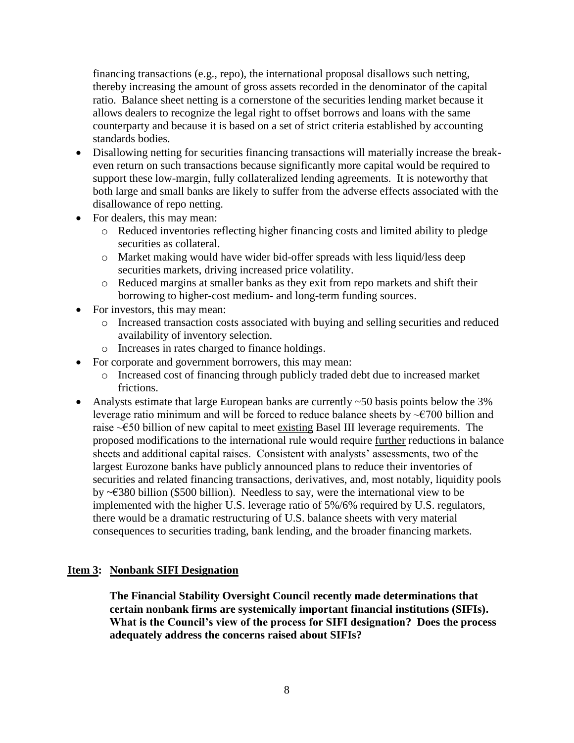financing transactions (e.g., repo), the international proposal disallows such netting, thereby increasing the amount of gross assets recorded in the denominator of the capital ratio. Balance sheet netting is a cornerstone of the securities lending market because it allows dealers to recognize the legal right to offset borrows and loans with the same counterparty and because it is based on a set of strict criteria established by accounting standards bodies.

- Disallowing netting for securities financing transactions will materially increase the break-even return on such transactions because significantly more capital would be required to support these low-margin, fully collateralized lending agreements. It is noteworthy that both large and small banks are likely to suffer from the adverse effects associated with the disallowance of repo netting.
- For dealers, this may mean:
    - Reduced inventories reflecting higher financing costs and limited ability to pledge securities as collateral.
    - Market making would have wider bid-offer spreads with less liquid/less deep securities markets, driving increased price volatility.
    - Reduced margins at smaller banks as they exit from repo markets and shift their borrowing to higher-cost medium- and long-term funding sources.
- For investors, this may mean:
    - Increased transaction costs associated with buying and selling securities and reduced availability of inventory selection.
    - Increases in rates charged to finance holdings.
- For corporate and government borrowers, this may mean:
    - Increased cost of financing through publicly traded debt due to increased market frictions.
- Analysts estimate that large European banks are currently ~50 basis points below the 3% leverage ratio minimum and will be forced to reduce balance sheets by ~€700 billion and raise ~€50 billion of new capital to meet <u>existing</u> Basel III leverage requirements. The proposed modifications to the international rule would require <u>further</u> reductions in balance sheets and additional capital raises. Consistent with analysts' assessments, two of the largest Eurozone banks have publicly announced plans to reduce their inventories of securities and related financing transactions, derivatives, and, most notably, liquidity pools by ~€380 billion ($500 billion). Needless to say, were the international view to be implemented with the higher U.S. leverage ratio of 5%/6% required by U.S. regulators, there would be a dramatic restructuring of U.S. balance sheets with very material consequences to securities trading, bank lending, and the broader financing markets.

## Item 3: Nonbank SIFI Designation

**The Financial Stability Oversight Council recently made determinations that certain nonbank firms are systemically important financial institutions (SIFIs). What is the Council's view of the process for SIFI designation? Does the process adequately address the concerns raised about SIFIs?**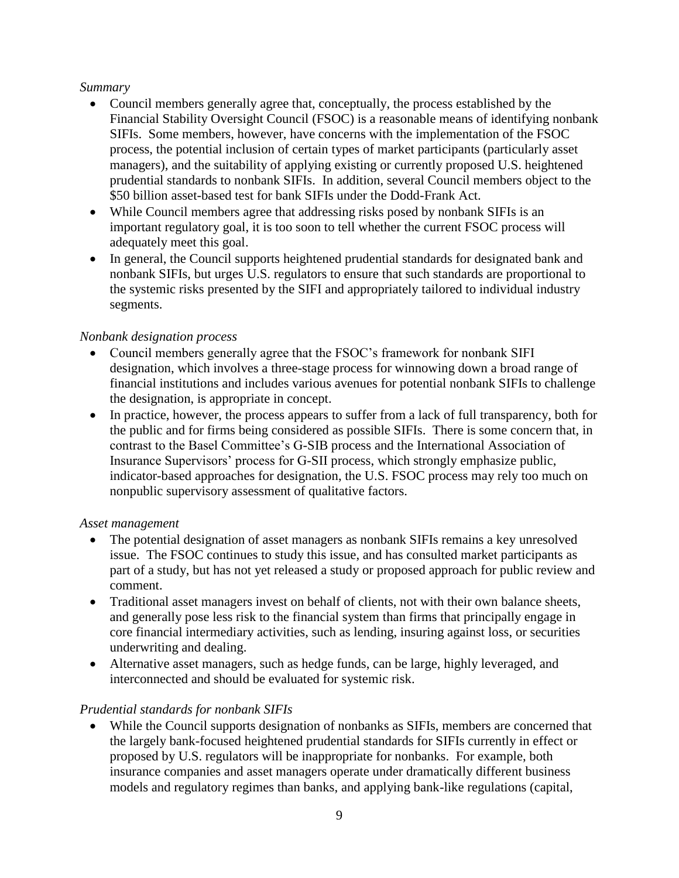*Summary*

- Council members generally agree that, conceptually, the process established by the Financial Stability Oversight Council (FSOC) is a reasonable means of identifying nonbank SIFIs. Some members, however, have concerns with the implementation of the FSOC process, the potential inclusion of certain types of market participants (particularly asset managers), and the suitability of applying existing or currently proposed U.S. heightened prudential standards to nonbank SIFIs. In addition, several Council members object to the $50 billion asset-based test for bank SIFIs under the Dodd-Frank Act.
- While Council members agree that addressing risks posed by nonbank SIFIs is an important regulatory goal, it is too soon to tell whether the current FSOC process will adequately meet this goal.
- In general, the Council supports heightened prudential standards for designated bank and nonbank SIFIs, but urges U.S. regulators to ensure that such standards are proportional to the systemic risks presented by the SIFI and appropriately tailored to individual industry segments.

*Nonbank designation process*

- Council members generally agree that the FSOC's framework for nonbank SIFI designation, which involves a three-stage process for winnowing down a broad range of financial institutions and includes various avenues for potential nonbank SIFIs to challenge the designation, is appropriate in concept.
- In practice, however, the process appears to suffer from a lack of full transparency, both for the public and for firms being considered as possible SIFIs. There is some concern that, in contrast to the Basel Committee's G-SIB process and the International Association of Insurance Supervisors' process for G-SII process, which strongly emphasize public, indicator-based approaches for designation, the U.S. FSOC process may rely too much on nonpublic supervisory assessment of qualitative factors.

*Asset management*

- The potential designation of asset managers as nonbank SIFIs remains a key unresolved issue. The FSOC continues to study this issue, and has consulted market participants as part of a study, but has not yet released a study or proposed approach for public review and comment.
- Traditional asset managers invest on behalf of clients, not with their own balance sheets, and generally pose less risk to the financial system than firms that principally engage in core financial intermediary activities, such as lending, insuring against loss, or securities underwriting and dealing.
- Alternative asset managers, such as hedge funds, can be large, highly leveraged, and interconnected and should be evaluated for systemic risk.

*Prudential standards for nonbank SIFIs*

- While the Council supports designation of nonbanks as SIFIs, members are concerned that the largely bank-focused heightened prudential standards for SIFIs currently in effect or proposed by U.S. regulators will be inappropriate for nonbanks. For example, both insurance companies and asset managers operate under dramatically different business models and regulatory regimes than banks, and applying bank-like regulations (capital,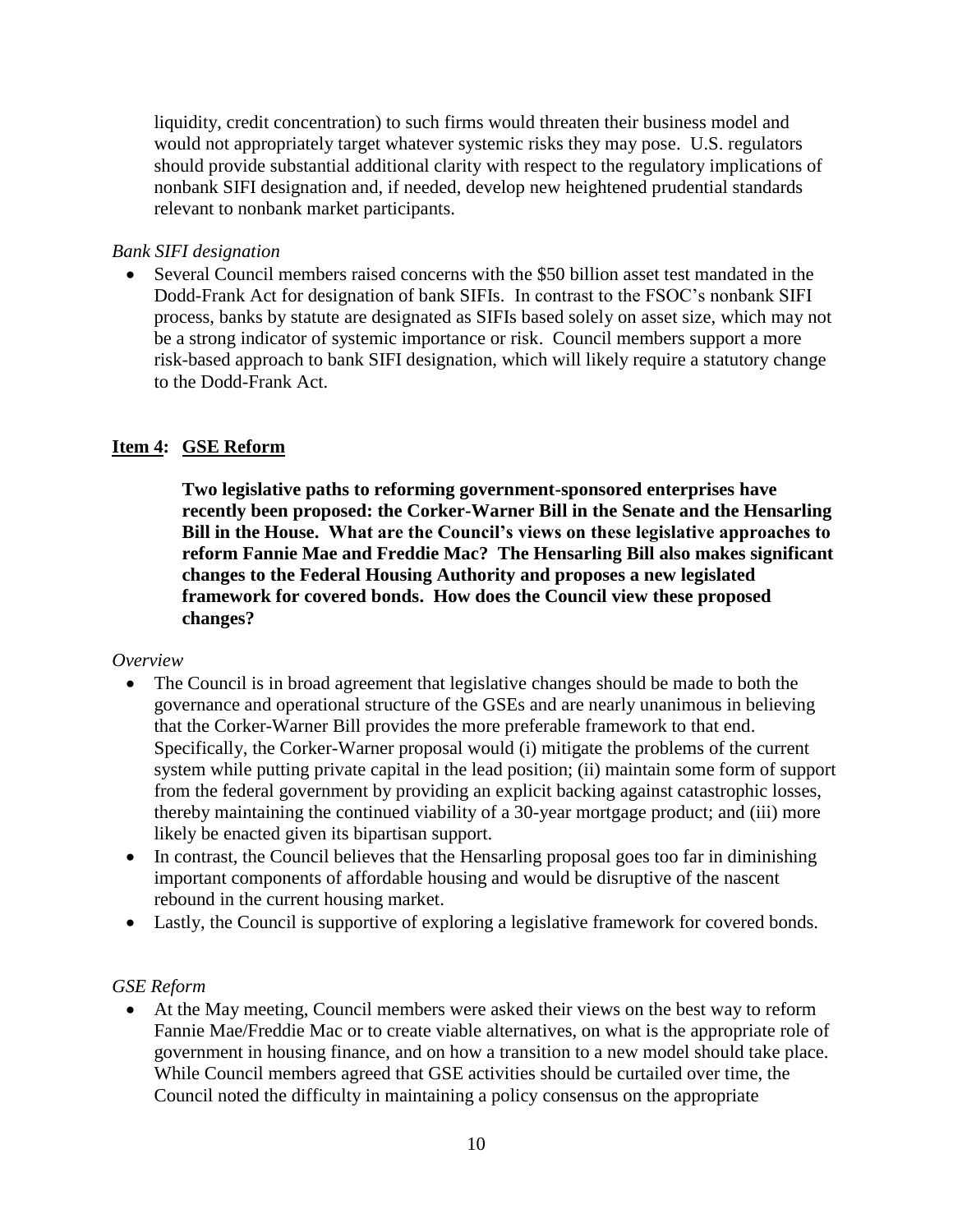liquidity, credit concentration) to such firms would threaten their business model and would not appropriately target whatever systemic risks they may pose. U.S. regulators should provide substantial additional clarity with respect to the regulatory implications of nonbank SIFI designation and, if needed, develop new heightened prudential standards relevant to nonbank market participants.

*Bank SIFI designation*

- Several Council members raised concerns with the $50 billion asset test mandated in the Dodd-Frank Act for designation of bank SIFIs. In contrast to the FSOC's nonbank SIFI process, banks by statute are designated as SIFIs based solely on asset size, which may not be a strong indicator of systemic importance or risk. Council members support a more risk-based approach to bank SIFI designation, which will likely require a statutory change to the Dodd-Frank Act.

## **Item 4: GSE Reform**

**Two legislative paths to reforming government-sponsored enterprises have recently been proposed: the Corker-Warner Bill in the Senate and the Hensarling Bill in the House. What are the Council's views on these legislative approaches to reform Fannie Mae and Freddie Mac? The Hensarling Bill also makes significant changes to the Federal Housing Authority and proposes a new legislated framework for covered bonds. How does the Council view these proposed changes?**

*Overview*

- The Council is in broad agreement that legislative changes should be made to both the governance and operational structure of the GSEs and are nearly unanimous in believing that the Corker-Warner Bill provides the more preferable framework to that end. Specifically, the Corker-Warner proposal would (i) mitigate the problems of the current system while putting private capital in the lead position; (ii) maintain some form of support from the federal government by providing an explicit backing against catastrophic losses, thereby maintaining the continued viability of a 30-year mortgage product; and (iii) more likely be enacted given its bipartisan support.
- In contrast, the Council believes that the Hensarling proposal goes too far in diminishing important components of affordable housing and would be disruptive of the nascent rebound in the current housing market.
- Lastly, the Council is supportive of exploring a legislative framework for covered bonds.

*GSE Reform*

- At the May meeting, Council members were asked their views on the best way to reform Fannie Mae/Freddie Mac or to create viable alternatives, on what is the appropriate role of government in housing finance, and on how a transition to a new model should take place. While Council members agreed that GSE activities should be curtailed over time, the Council noted the difficulty in maintaining a policy consensus on the appropriate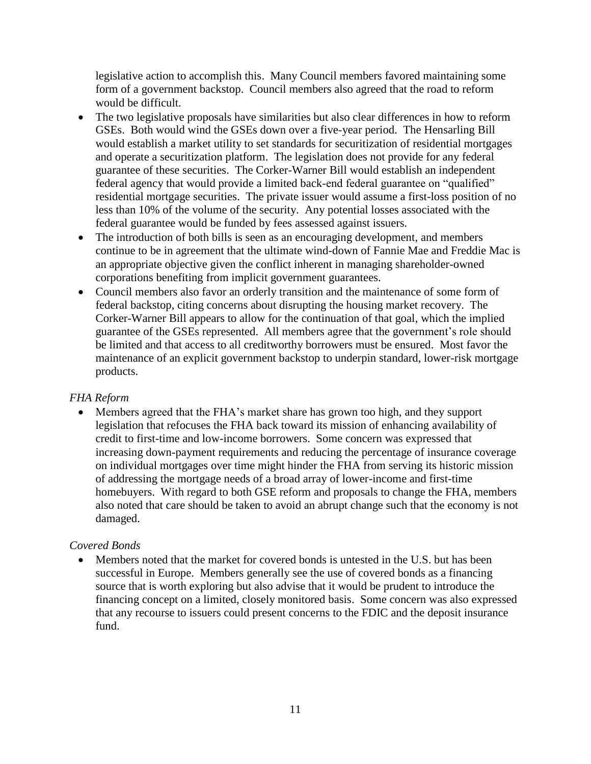legislative action to accomplish this. Many Council members favored maintaining some form of a government backstop. Council members also agreed that the road to reform would be difficult.

- The two legislative proposals have similarities but also clear differences in how to reform GSEs. Both would wind the GSEs down over a five-year period. The Hensarling Bill would establish a market utility to set standards for securitization of residential mortgages and operate a securitization platform. The legislation does not provide for any federal guarantee of these securities. The Corker-Warner Bill would establish an independent federal agency that would provide a limited back-end federal guarantee on "qualified" residential mortgage securities. The private issuer would assume a first-loss position of no less than 10% of the volume of the security. Any potential losses associated with the federal guarantee would be funded by fees assessed against issuers.
- The introduction of both bills is seen as an encouraging development, and members continue to be in agreement that the ultimate wind-down of Fannie Mae and Freddie Mac is an appropriate objective given the conflict inherent in managing shareholder-owned corporations benefiting from implicit government guarantees.
- Council members also favor an orderly transition and the maintenance of some form of federal backstop, citing concerns about disrupting the housing market recovery. The Corker-Warner Bill appears to allow for the continuation of that goal, which the implied guarantee of the GSEs represented. All members agree that the government's role should be limited and that access to all creditworthy borrowers must be ensured. Most favor the maintenance of an explicit government backstop to underpin standard, lower-risk mortgage products.

*FHA Reform*

- Members agreed that the FHA's market share has grown too high, and they support legislation that refocuses the FHA back toward its mission of enhancing availability of credit to first-time and low-income borrowers. Some concern was expressed that increasing down-payment requirements and reducing the percentage of insurance coverage on individual mortgages over time might hinder the FHA from serving its historic mission of addressing the mortgage needs of a broad array of lower-income and first-time homebuyers. With regard to both GSE reform and proposals to change the FHA, members also noted that care should be taken to avoid an abrupt change such that the economy is not damaged.

*Covered Bonds*

- Members noted that the market for covered bonds is untested in the U.S. but has been successful in Europe. Members generally see the use of covered bonds as a financing source that is worth exploring but also advise that it would be prudent to introduce the financing concept on a limited, closely monitored basis. Some concern was also expressed that any recourse to issuers could present concerns to the FDIC and the deposit insurance fund.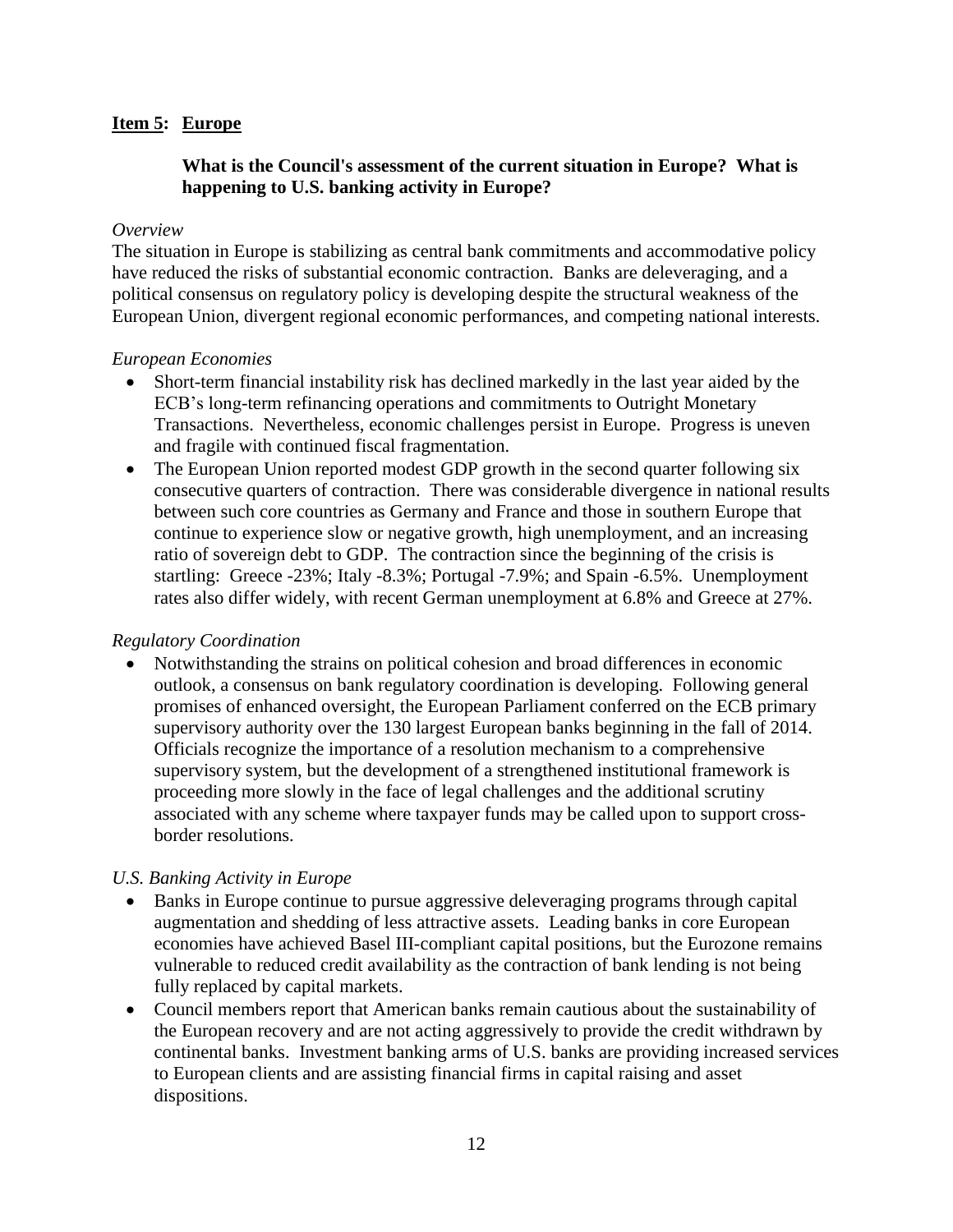## **Item 5: Europe**

**What is the Council's assessment of the current situation in Europe? What is happening to U.S. banking activity in Europe?**

*Overview*

The situation in Europe is stabilizing as central bank commitments and accommodative policy have reduced the risks of substantial economic contraction. Banks are deleveraging, and a political consensus on regulatory policy is developing despite the structural weakness of the European Union, divergent regional economic performances, and competing national interests.

*European Economies*

- Short-term financial instability risk has declined markedly in the last year aided by the ECB's long-term refinancing operations and commitments to Outright Monetary Transactions. Nevertheless, economic challenges persist in Europe. Progress is uneven and fragile with continued fiscal fragmentation.
- The European Union reported modest GDP growth in the second quarter following six consecutive quarters of contraction. There was considerable divergence in national results between such core countries as Germany and France and those in southern Europe that continue to experience slow or negative growth, high unemployment, and an increasing ratio of sovereign debt to GDP. The contraction since the beginning of the crisis is startling: Greece -23%; Italy -8.3%; Portugal -7.9%; and Spain -6.5%. Unemployment rates also differ widely, with recent German unemployment at 6.8% and Greece at 27%.

*Regulatory Coordination*

- Notwithstanding the strains on political cohesion and broad differences in economic outlook, a consensus on bank regulatory coordination is developing. Following general promises of enhanced oversight, the European Parliament conferred on the ECB primary supervisory authority over the 130 largest European banks beginning in the fall of 2014. Officials recognize the importance of a resolution mechanism to a comprehensive supervisory system, but the development of a strengthened institutional framework is proceeding more slowly in the face of legal challenges and the additional scrutiny associated with any scheme where taxpayer funds may be called upon to support cross-border resolutions.

*U.S. Banking Activity in Europe*

- Banks in Europe continue to pursue aggressive deleveraging programs through capital augmentation and shedding of less attractive assets. Leading banks in core European economies have achieved Basel III-compliant capital positions, but the Eurozone remains vulnerable to reduced credit availability as the contraction of bank lending is not being fully replaced by capital markets.
- Council members report that American banks remain cautious about the sustainability of the European recovery and are not acting aggressively to provide the credit withdrawn by continental banks. Investment banking arms of U.S. banks are providing increased services to European clients and are assisting financial firms in capital raising and asset dispositions.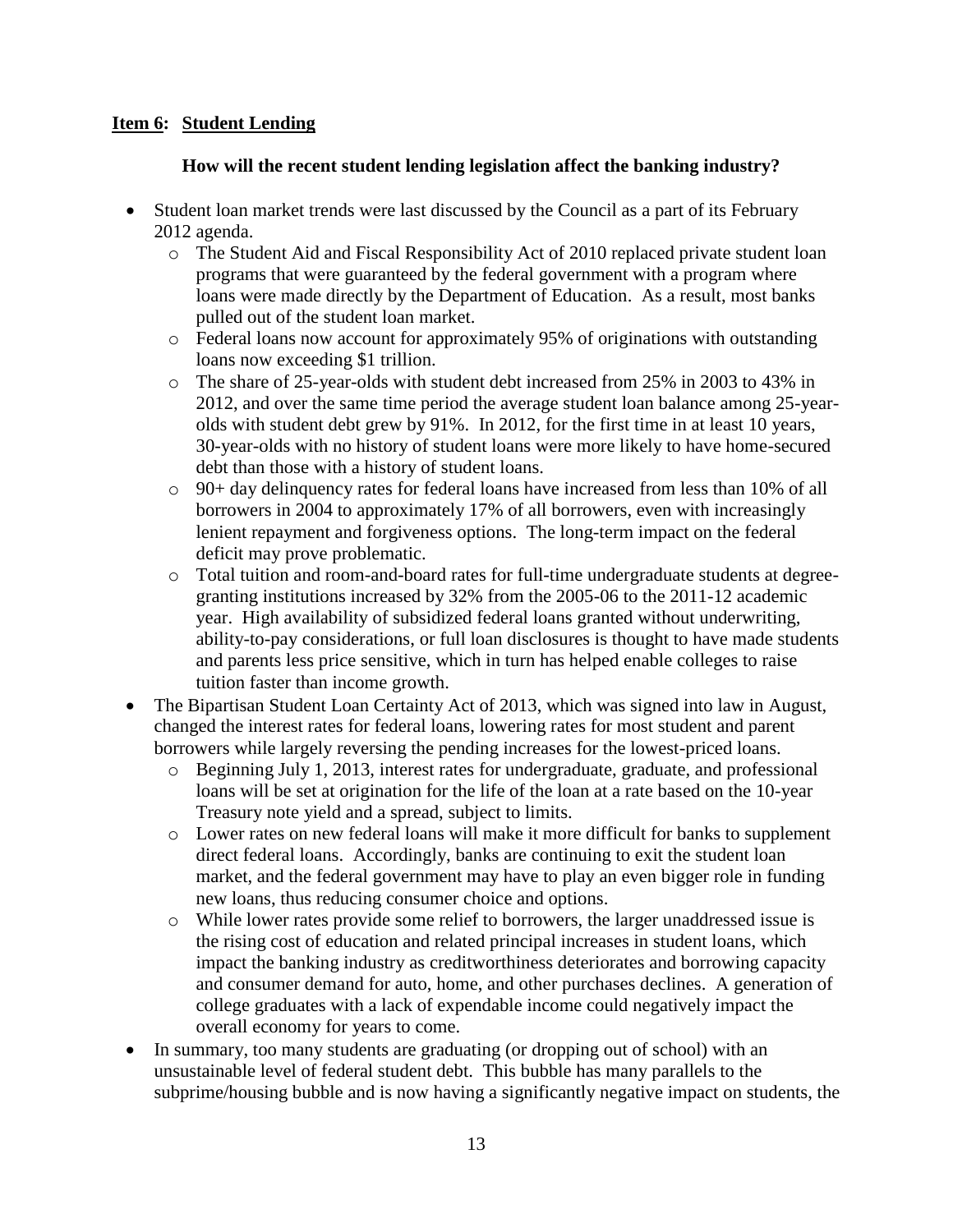**Item 6: Student Lending**

**How will the recent student lending legislation affect the banking industry?**

- Student loan market trends were last discussed by the Council as a part of its February 2012 agenda.
  - The Student Aid and Fiscal Responsibility Act of 2010 replaced private student loan programs that were guaranteed by the federal government with a program where loans were made directly by the Department of Education. As a result, most banks pulled out of the student loan market.
  - Federal loans now account for approximately 95% of originations with outstanding loans now exceeding $1 trillion.
  - The share of 25-year-olds with student debt increased from 25% in 2003 to 43% in 2012, and over the same time period the average student loan balance among 25-year-olds with student debt grew by 91%. In 2012, for the first time in at least 10 years, 30-year-olds with no history of student loans were more likely to have home-secured debt than those with a history of student loans.
  - 90+ day delinquency rates for federal loans have increased from less than 10% of all borrowers in 2004 to approximately 17% of all borrowers, even with increasingly lenient repayment and forgiveness options. The long-term impact on the federal deficit may prove problematic.
  - Total tuition and room-and-board rates for full-time undergraduate students at degree-granting institutions increased by 32% from the 2005-06 to the 2011-12 academic year. High availability of subsidized federal loans granted without underwriting, ability-to-pay considerations, or full loan disclosures is thought to have made students and parents less price sensitive, which in turn has helped enable colleges to raise tuition faster than income growth.
- The Bipartisan Student Loan Certainty Act of 2013, which was signed into law in August, changed the interest rates for federal loans, lowering rates for most student and parent borrowers while largely reversing the pending increases for the lowest-priced loans.
  - Beginning July 1, 2013, interest rates for undergraduate, graduate, and professional loans will be set at origination for the life of the loan at a rate based on the 10-year Treasury note yield and a spread, subject to limits.
  - Lower rates on new federal loans will make it more difficult for banks to supplement direct federal loans. Accordingly, banks are continuing to exit the student loan market, and the federal government may have to play an even bigger role in funding new loans, thus reducing consumer choice and options.
  - While lower rates provide some relief to borrowers, the larger unaddressed issue is the rising cost of education and related principal increases in student loans, which impact the banking industry as creditworthiness deteriorates and borrowing capacity and consumer demand for auto, home, and other purchases declines. A generation of college graduates with a lack of expendable income could negatively impact the overall economy for years to come.
- In summary, too many students are graduating (or dropping out of school) with an unsustainable level of federal student debt. This bubble has many parallels to the subprime/housing bubble and is now having a significantly negative impact on students, the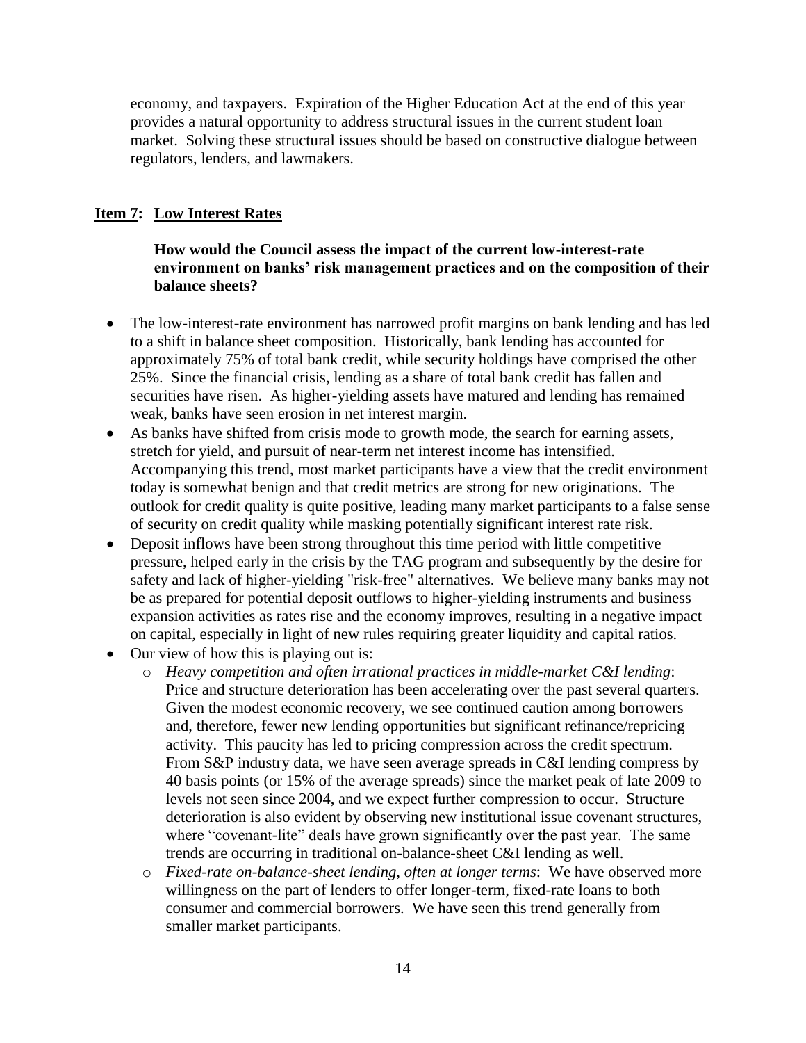economy, and taxpayers. Expiration of the Higher Education Act at the end of this year provides a natural opportunity to address structural issues in the current student loan market. Solving these structural issues should be based on constructive dialogue between regulators, lenders, and lawmakers.

## **Item 7: Low Interest Rates**

**How would the Council assess the impact of the current low-interest-rate environment on banks' risk management practices and on the composition of their balance sheets?**

- The low-interest-rate environment has narrowed profit margins on bank lending and has led to a shift in balance sheet composition. Historically, bank lending has accounted for approximately 75% of total bank credit, while security holdings have comprised the other 25%. Since the financial crisis, lending as a share of total bank credit has fallen and securities have risen. As higher-yielding assets have matured and lending has remained weak, banks have seen erosion in net interest margin.
- As banks have shifted from crisis mode to growth mode, the search for earning assets, stretch for yield, and pursuit of near-term net interest income has intensified. Accompanying this trend, most market participants have a view that the credit environment today is somewhat benign and that credit metrics are strong for new originations. The outlook for credit quality is quite positive, leading many market participants to a false sense of security on credit quality while masking potentially significant interest rate risk.
- Deposit inflows have been strong throughout this time period with little competitive pressure, helped early in the crisis by the TAG program and subsequently by the desire for safety and lack of higher-yielding "risk-free" alternatives. We believe many banks may not be as prepared for potential deposit outflows to higher-yielding instruments and business expansion activities as rates rise and the economy improves, resulting in a negative impact on capital, especially in light of new rules requiring greater liquidity and capital ratios.
- Our view of how this is playing out is:
  - *Heavy competition and often irrational practices in middle-market C&I lending*: Price and structure deterioration has been accelerating over the past several quarters. Given the modest economic recovery, we see continued caution among borrowers and, therefore, fewer new lending opportunities but significant refinance/repricing activity. This paucity has led to pricing compression across the credit spectrum. From S&P industry data, we have seen average spreads in C&I lending compress by 40 basis points (or 15% of the average spreads) since the market peak of late 2009 to levels not seen since 2004, and we expect further compression to occur. Structure deterioration is also evident by observing new institutional issue covenant structures, where "covenant-lite" deals have grown significantly over the past year. The same trends are occurring in traditional on-balance-sheet C&I lending as well.
  - *Fixed-rate on-balance-sheet lending, often at longer terms*: We have observed more willingness on the part of lenders to offer longer-term, fixed-rate loans to both consumer and commercial borrowers. We have seen this trend generally from smaller market participants.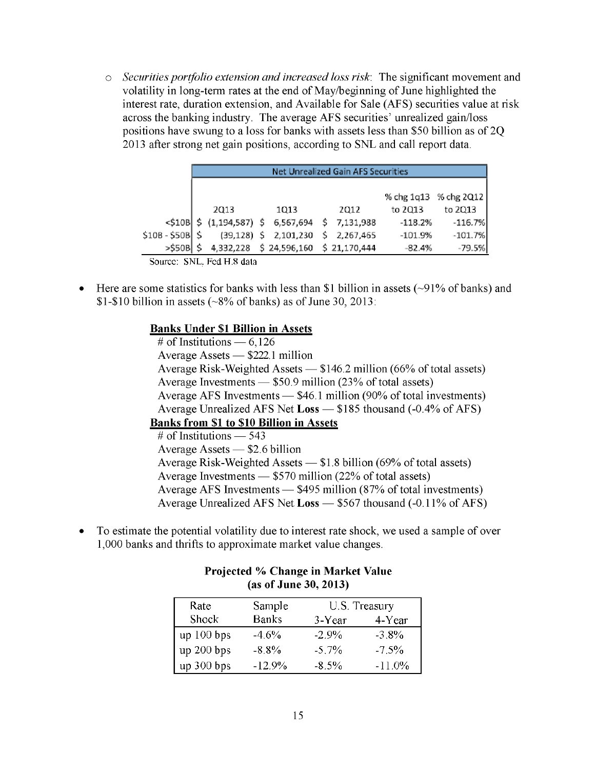- *Securities portfolio extension and increased loss risk*: The significant movement and volatility in long-term rates at the end of May/beginning of June highlighted the interest rate, duration extension, and Available for Sale (AFS) securities value at risk across the banking industry. The average AFS securities' unrealized gain/loss positions have swung to a loss for banks with assets less than $50 billion as of 2Q 2013 after strong net gain positions, according to SNL and call report data.

| Net Unrealized Gain AFS Securities | | | | | |
|---|---|---|---|---|---|
| | 2Q13 | 1Q13 | 2Q12 | % chg 1q13 to 2Q13 | % chg 2Q12 to 2Q13 |
| <$10B | $ (1,194,587) | $ 6,567,694 | $ 7,131,988 | -118.2% | -116.7% |
| $10B - $50B | $ (39,128) | $ 2,101,230 | $ 2,267,465 | -101.9% | -101.7% |
| >$50B | $ 4,332,228 | $ 24,596,160 | $ 21,170,444 | -82.4% | -79.5% |

Source: SNL, Fed H.8 data

- Here are some statistics for banks with less than $1 billion in assets (~91% of banks) and $1-$10 billion in assets (~8% of banks) as of June 30, 2013:

**Banks Under $1 Billion in Assets**

\# of Institutions — 6,126
Average Assets — $222.1 million
Average Risk-Weighted Assets — $146.2 million (66% of total assets)
Average Investments — $50.9 million (23% of total assets)
Average AFS Investments — $46.1 million (90% of total investments)
Average Unrealized AFS Net **Loss** — $185 thousand (-0.4% of AFS)

**Banks from $1 to $10 Billion in Assets**

\# of Institutions — 543
Average Assets — $2.6 billion
Average Risk-Weighted Assets — $1.8 billion (69% of total assets)
Average Investments — $570 million (22% of total assets)
Average AFS Investments — $495 million (87% of total investments)
Average Unrealized AFS Net **Loss** — $567 thousand (-0.11% of AFS)

- To estimate the potential volatility due to interest rate shock, we used a sample of over 1,000 banks and thrifts to approximate market value changes.

**Projected % Change in Market Value (as of June 30, 2013)**

| Rate Shock | Sample Banks | U.S. Treasury 3-Year | U.S. Treasury 4-Year |
|---|---|---|---|
| up 100 bps | -4.6% | -2.9% | -3.8% |
| up 200 bps | -8.8% | -5.7% | -7.5% |
| up 300 bps | -12.9% | -8.5% | -11.0% |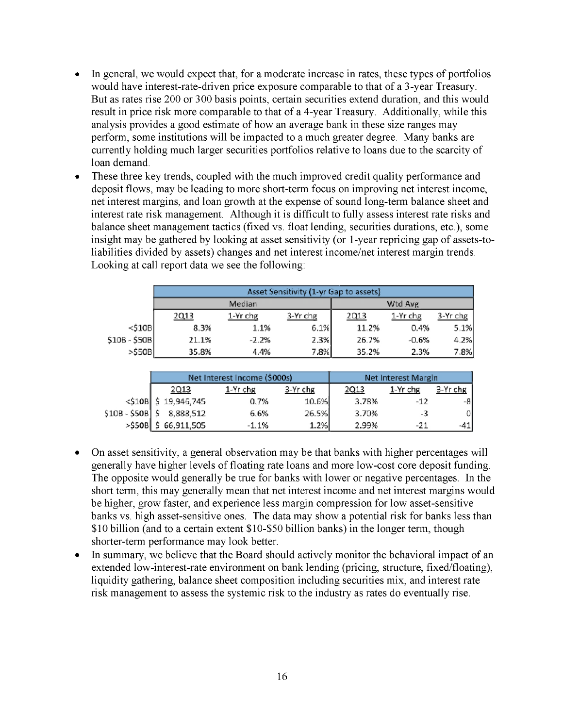- In general, we would expect that, for a moderate increase in rates, these types of portfolios would have interest-rate-driven price exposure comparable to that of a 3-year Treasury. But as rates rise 200 or 300 basis points, certain securities extend duration, and this would result in price risk more comparable to that of a 4-year Treasury. Additionally, while this analysis provides a good estimate of how an average bank in these size ranges may perform, some institutions will be impacted to a much greater degree. Many banks are currently holding much larger securities portfolios relative to loans due to the scarcity of loan demand.
- These three key trends, coupled with the much improved credit quality performance and deposit flows, may be leading to more short-term focus on improving net interest income, net interest margins, and loan growth at the expense of sound long-term balance sheet and interest rate risk management. Although it is difficult to fully assess interest rate risks and balance sheet management tactics (fixed vs. float lending, securities durations, etc.), some insight may be gathered by looking at asset sensitivity (or 1-year repricing gap of assets-to-liabilities divided by assets) changes and net interest income/net interest margin trends. Looking at call report data we see the following:

| | Asset Sensitivity (1-yr Gap to assets) | | | | | |
|---|---|---|---|---|---|---|
| | Median | | | Wtd Avg | | |
| | 2Q13 | 1-Yr chg | 3-Yr chg | 2Q13 | 1-Yr chg | 3-Yr chg |
| <$10B | 8.3% | 1.1% | 6.1% | 11.2% | 0.4% | 5.1% |
| $10B - $50B | 21.1% | -2.2% | 2.3% | 26.7% | -0.6% | 4.2% |
| >$50B | 35.8% | 4.4% | 7.8% | 35.2% | 2.3% | 7.8% |

| | Net Interest Income ($000s) | | | Net Interest Margin | | |
|---|---|---|---|---|---|---|
| | 2Q13 | 1-Yr chg | 3-Yr chg | 2Q13 | 1-Yr chg | 3-Yr chg |
| <$10B | $ 19,946,745 | 0.7% | 10.6% | 3.78% | -12 | -8 |
| $10B - $50B | $ 8,888,512 | 6.6% | 26.5% | 3.70% | -3 | 0 |
| >$50B | $ 66,911,505 | -1.1% | 1.2% | 2.99% | -21 | -41 |

- On asset sensitivity, a general observation may be that banks with higher percentages will generally have higher levels of floating rate loans and more low-cost core deposit funding. The opposite would generally be true for banks with lower or negative percentages. In the short term, this may generally mean that net interest income and net interest margins would be higher, grow faster, and experience less margin compression for low asset-sensitive banks vs. high asset-sensitive ones. The data may show a potential risk for banks less than $10 billion (and to a certain extent $10-$50 billion banks) in the longer term, though shorter-term performance may look better.
- In summary, we believe that the Board should actively monitor the behavioral impact of an extended low-interest-rate environment on bank lending (pricing, structure, fixed/floating), liquidity gathering, balance sheet composition including securities mix, and interest rate risk management to assess the systemic risk to the industry as rates do eventually rise.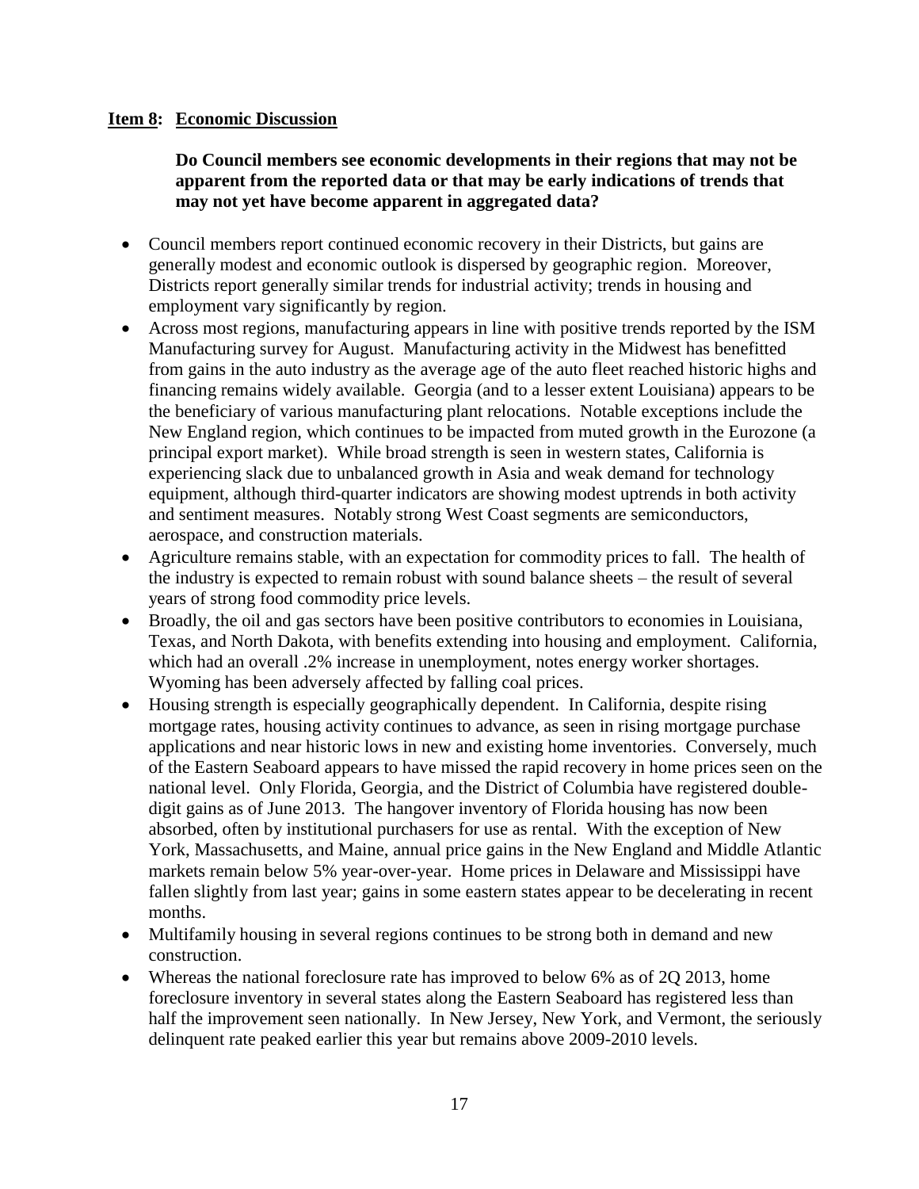## **Item 8: Economic Discussion**

**Do Council members see economic developments in their regions that may not be apparent from the reported data or that may be early indications of trends that may not yet have become apparent in aggregated data?**

- Council members report continued economic recovery in their Districts, but gains are generally modest and economic outlook is dispersed by geographic region. Moreover, Districts report generally similar trends for industrial activity; trends in housing and employment vary significantly by region.
- Across most regions, manufacturing appears in line with positive trends reported by the ISM Manufacturing survey for August. Manufacturing activity in the Midwest has benefitted from gains in the auto industry as the average age of the auto fleet reached historic highs and financing remains widely available. Georgia (and to a lesser extent Louisiana) appears to be the beneficiary of various manufacturing plant relocations. Notable exceptions include the New England region, which continues to be impacted from muted growth in the Eurozone (a principal export market). While broad strength is seen in western states, California is experiencing slack due to unbalanced growth in Asia and weak demand for technology equipment, although third-quarter indicators are showing modest uptrends in both activity and sentiment measures. Notably strong West Coast segments are semiconductors, aerospace, and construction materials.
- Agriculture remains stable, with an expectation for commodity prices to fall. The health of the industry is expected to remain robust with sound balance sheets – the result of several years of strong food commodity price levels.
- Broadly, the oil and gas sectors have been positive contributors to economies in Louisiana, Texas, and North Dakota, with benefits extending into housing and employment. California, which had an overall .2% increase in unemployment, notes energy worker shortages. Wyoming has been adversely affected by falling coal prices.
- Housing strength is especially geographically dependent. In California, despite rising mortgage rates, housing activity continues to advance, as seen in rising mortgage purchase applications and near historic lows in new and existing home inventories. Conversely, much of the Eastern Seaboard appears to have missed the rapid recovery in home prices seen on the national level. Only Florida, Georgia, and the District of Columbia have registered double-digit gains as of June 2013. The hangover inventory of Florida housing has now been absorbed, often by institutional purchasers for use as rental. With the exception of New York, Massachusetts, and Maine, annual price gains in the New England and Middle Atlantic markets remain below 5% year-over-year. Home prices in Delaware and Mississippi have fallen slightly from last year; gains in some eastern states appear to be decelerating in recent months.
- Multifamily housing in several regions continues to be strong both in demand and new construction.
- Whereas the national foreclosure rate has improved to below 6% as of 2Q 2013, home foreclosure inventory in several states along the Eastern Seaboard has registered less than half the improvement seen nationally. In New Jersey, New York, and Vermont, the seriously delinquent rate peaked earlier this year but remains above 2009-2010 levels.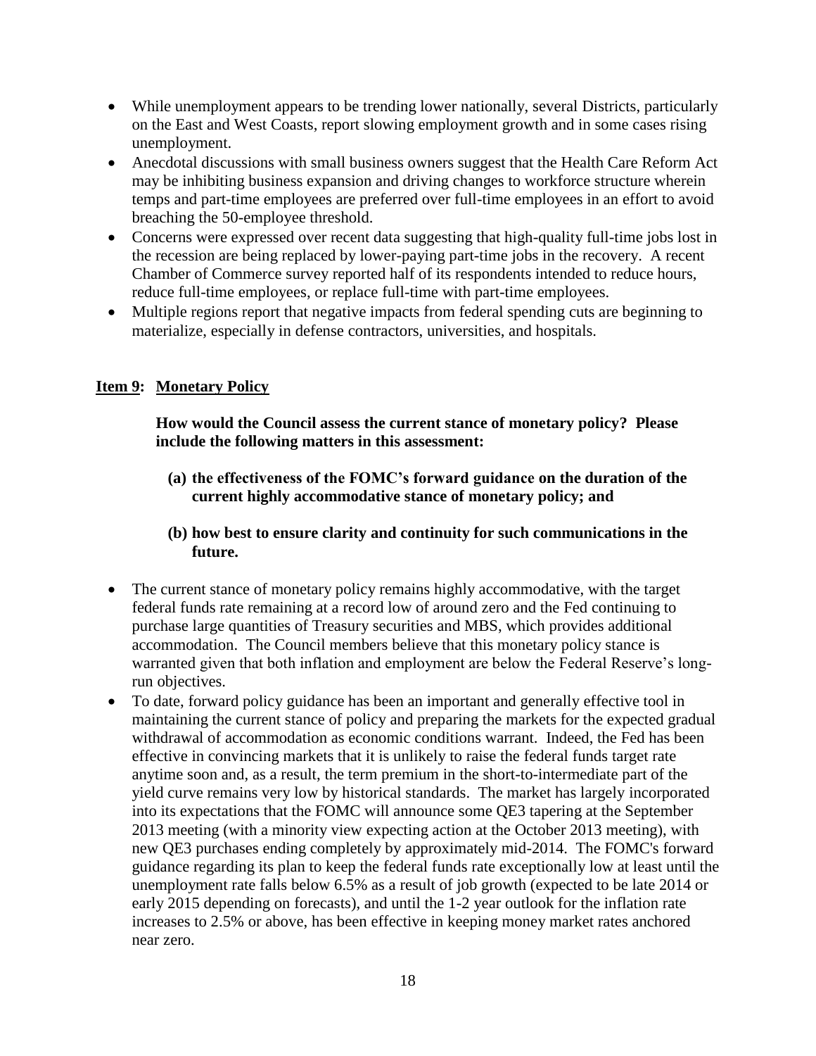- While unemployment appears to be trending lower nationally, several Districts, particularly on the East and West Coasts, report slowing employment growth and in some cases rising unemployment.
- Anecdotal discussions with small business owners suggest that the Health Care Reform Act may be inhibiting business expansion and driving changes to workforce structure wherein temps and part-time employees are preferred over full-time employees in an effort to avoid breaching the 50-employee threshold.
- Concerns were expressed over recent data suggesting that high-quality full-time jobs lost in the recession are being replaced by lower-paying part-time jobs in the recovery. A recent Chamber of Commerce survey reported half of its respondents intended to reduce hours, reduce full-time employees, or replace full-time with part-time employees.
- Multiple regions report that negative impacts from federal spending cuts are beginning to materialize, especially in defense contractors, universities, and hospitals.

## **Item 9: Monetary Policy**

**How would the Council assess the current stance of monetary policy? Please include the following matters in this assessment:**

**(a) the effectiveness of the FOMC's forward guidance on the duration of the current highly accommodative stance of monetary policy; and**

**(b) how best to ensure clarity and continuity for such communications in the future.**

- The current stance of monetary policy remains highly accommodative, with the target federal funds rate remaining at a record low of around zero and the Fed continuing to purchase large quantities of Treasury securities and MBS, which provides additional accommodation. The Council members believe that this monetary policy stance is warranted given that both inflation and employment are below the Federal Reserve's long-run objectives.
- To date, forward policy guidance has been an important and generally effective tool in maintaining the current stance of policy and preparing the markets for the expected gradual withdrawal of accommodation as economic conditions warrant. Indeed, the Fed has been effective in convincing markets that it is unlikely to raise the federal funds target rate anytime soon and, as a result, the term premium in the short-to-intermediate part of the yield curve remains very low by historical standards. The market has largely incorporated into its expectations that the FOMC will announce some QE3 tapering at the September 2013 meeting (with a minority view expecting action at the October 2013 meeting), with new QE3 purchases ending completely by approximately mid-2014. The FOMC's forward guidance regarding its plan to keep the federal funds rate exceptionally low at least until the unemployment rate falls below 6.5% as a result of job growth (expected to be late 2014 or early 2015 depending on forecasts), and until the 1-2 year outlook for the inflation rate increases to 2.5% or above, has been effective in keeping money market rates anchored near zero.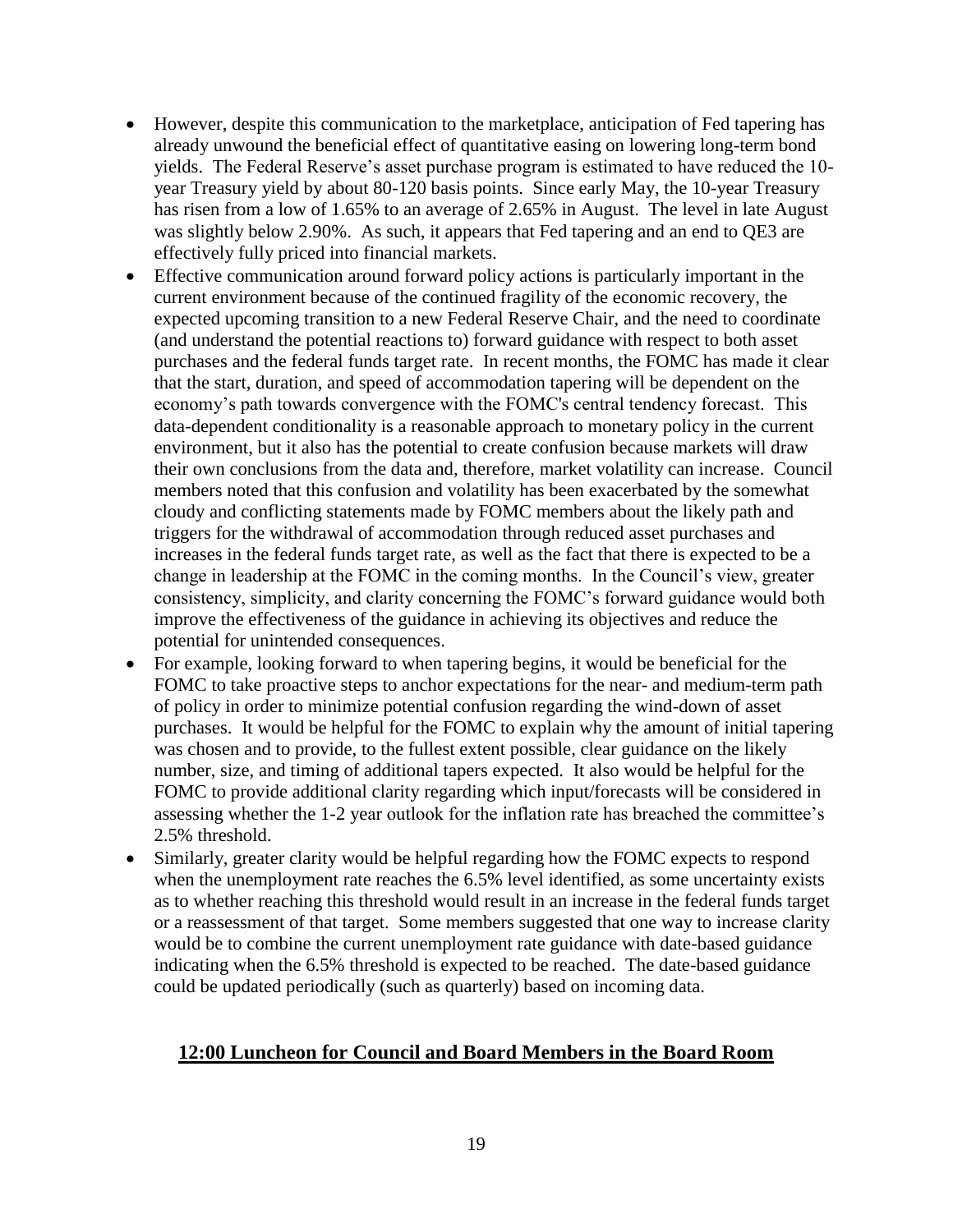- However, despite this communication to the marketplace, anticipation of Fed tapering has already unwound the beneficial effect of quantitative easing on lowering long-term bond yields. The Federal Reserve's asset purchase program is estimated to have reduced the 10-year Treasury yield by about 80-120 basis points. Since early May, the 10-year Treasury has risen from a low of 1.65% to an average of 2.65% in August. The level in late August was slightly below 2.90%. As such, it appears that Fed tapering and an end to QE3 are effectively fully priced into financial markets.
- Effective communication around forward policy actions is particularly important in the current environment because of the continued fragility of the economic recovery, the expected upcoming transition to a new Federal Reserve Chair, and the need to coordinate (and understand the potential reactions to) forward guidance with respect to both asset purchases and the federal funds target rate. In recent months, the FOMC has made it clear that the start, duration, and speed of accommodation tapering will be dependent on the economy's path towards convergence with the FOMC's central tendency forecast. This data-dependent conditionality is a reasonable approach to monetary policy in the current environment, but it also has the potential to create confusion because markets will draw their own conclusions from the data and, therefore, market volatility can increase. Council members noted that this confusion and volatility has been exacerbated by the somewhat cloudy and conflicting statements made by FOMC members about the likely path and triggers for the withdrawal of accommodation through reduced asset purchases and increases in the federal funds target rate, as well as the fact that there is expected to be a change in leadership at the FOMC in the coming months. In the Council's view, greater consistency, simplicity, and clarity concerning the FOMC's forward guidance would both improve the effectiveness of the guidance in achieving its objectives and reduce the potential for unintended consequences.
- For example, looking forward to when tapering begins, it would be beneficial for the FOMC to take proactive steps to anchor expectations for the near- and medium-term path of policy in order to minimize potential confusion regarding the wind-down of asset purchases. It would be helpful for the FOMC to explain why the amount of initial tapering was chosen and to provide, to the fullest extent possible, clear guidance on the likely number, size, and timing of additional tapers expected. It also would be helpful for the FOMC to provide additional clarity regarding which input/forecasts will be considered in assessing whether the 1-2 year outlook for the inflation rate has breached the committee's 2.5% threshold.
- Similarly, greater clarity would be helpful regarding how the FOMC expects to respond when the unemployment rate reaches the 6.5% level identified, as some uncertainty exists as to whether reaching this threshold would result in an increase in the federal funds target or a reassessment of that target. Some members suggested that one way to increase clarity would be to combine the current unemployment rate guidance with date-based guidance indicating when the 6.5% threshold is expected to be reached. The date-based guidance could be updated periodically (such as quarterly) based on incoming data.

**12:00 Luncheon for Council and Board Members in the Board Room**